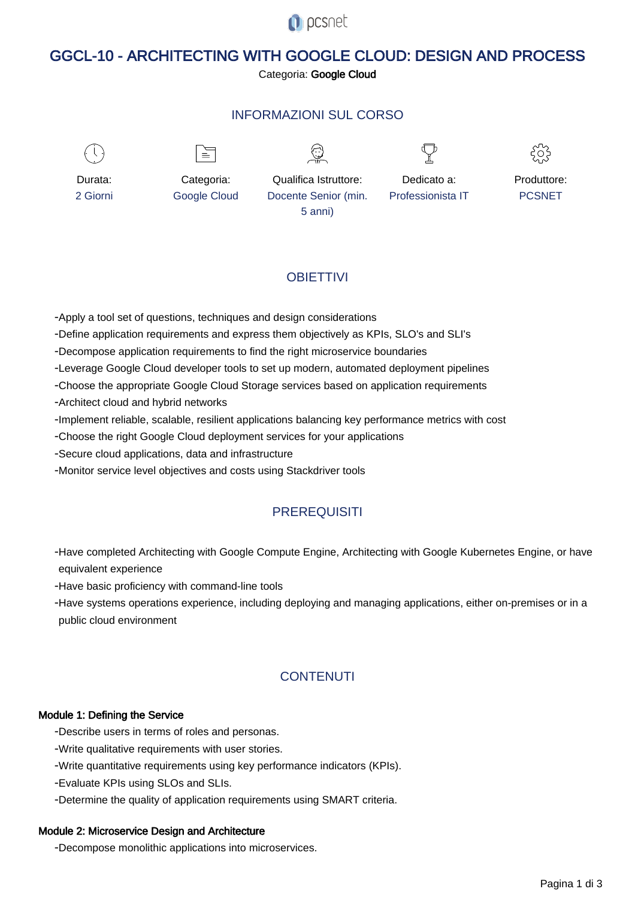pcsnet

# GGCL-10 - ARCHITECTING WITH GOOGLE CLOUD: DESIGN AND PROCESS

Categoria: **Google Cloud**

## INFORMAZIONI SUL CORSO

| Durata: | Categoria: | Qualifica Istruttore: | Dedicato a: | Produttore: |
| --- | --- | --- | --- | --- |
| 2 Giorni | Google Cloud | Docente Senior (min. 5 anni) | Professionista IT | PCSNET |

## OBIETTIVI

- Apply a tool set of questions, techniques and design considerations
- Define application requirements and express them objectively as KPIs, SLO's and SLI's
- Decompose application requirements to find the right microservice boundaries
- Leverage Google Cloud developer tools to set up modern, automated deployment pipelines
- Choose the appropriate Google Cloud Storage services based on application requirements
- Architect cloud and hybrid networks
- Implement reliable, scalable, resilient applications balancing key performance metrics with cost
- Choose the right Google Cloud deployment services for your applications
- Secure cloud applications, data and infrastructure
- Monitor service level objectives and costs using Stackdriver tools

## PREREQUISITI

- Have completed Architecting with Google Compute Engine, Architecting with Google Kubernetes Engine, or have equivalent experience
- Have basic proficiency with command-line tools
- Have systems operations experience, including deploying and managing applications, either on-premises or in a public cloud environment

## CONTENUTI

**Module 1: Defining the Service**

- Describe users in terms of roles and personas.
- Write qualitative requirements with user stories.
- Write quantitative requirements using key performance indicators (KPIs).
- Evaluate KPIs using SLOs and SLIs.
- Determine the quality of application requirements using SMART criteria.

**Module 2: Microservice Design and Architecture**

- Decompose monolithic applications into microservices.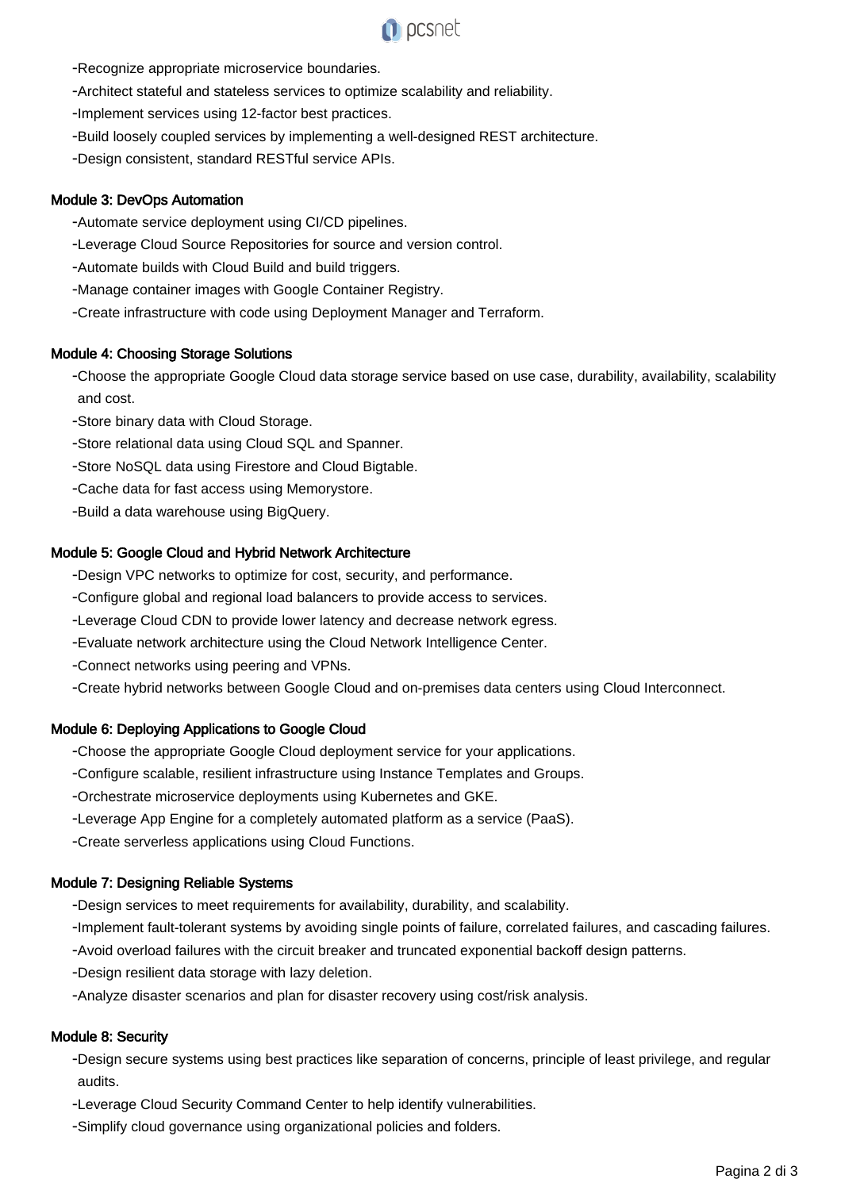-Recognize appropriate microservice boundaries.

-Architect stateful and stateless services to optimize scalability and reliability.

-Implement services using 12-factor best practices.

-Build loosely coupled services by implementing a well-designed REST architecture.

-Design consistent, standard RESTful service APIs.

### Module 3: DevOps Automation

-Automate service deployment using CI/CD pipelines.

-Leverage Cloud Source Repositories for source and version control.

-Automate builds with Cloud Build and build triggers.

-Manage container images with Google Container Registry.

-Create infrastructure with code using Deployment Manager and Terraform.

### Module 4: Choosing Storage Solutions

-Choose the appropriate Google Cloud data storage service based on use case, durability, availability, scalability and cost.

-Store binary data with Cloud Storage.

-Store relational data using Cloud SQL and Spanner.

-Store NoSQL data using Firestore and Cloud Bigtable.

-Cache data for fast access using Memorystore.

-Build a data warehouse using BigQuery.

### Module 5: Google Cloud and Hybrid Network Architecture

-Design VPC networks to optimize for cost, security, and performance.

-Configure global and regional load balancers to provide access to services.

-Leverage Cloud CDN to provide lower latency and decrease network egress.

-Evaluate network architecture using the Cloud Network Intelligence Center.

-Connect networks using peering and VPNs.

-Create hybrid networks between Google Cloud and on-premises data centers using Cloud Interconnect.

### Module 6: Deploying Applications to Google Cloud

-Choose the appropriate Google Cloud deployment service for your applications.

-Configure scalable, resilient infrastructure using Instance Templates and Groups.

-Orchestrate microservice deployments using Kubernetes and GKE.

-Leverage App Engine for a completely automated platform as a service (PaaS).

-Create serverless applications using Cloud Functions.

### Module 7: Designing Reliable Systems

-Design services to meet requirements for availability, durability, and scalability.

-Implement fault-tolerant systems by avoiding single points of failure, correlated failures, and cascading failures.

-Avoid overload failures with the circuit breaker and truncated exponential backoff design patterns.

-Design resilient data storage with lazy deletion.

-Analyze disaster scenarios and plan for disaster recovery using cost/risk analysis.

### Module 8: Security

-Design secure systems using best practices like separation of concerns, principle of least privilege, and regular audits.

-Leverage Cloud Security Command Center to help identify vulnerabilities.

-Simplify cloud governance using organizational policies and folders.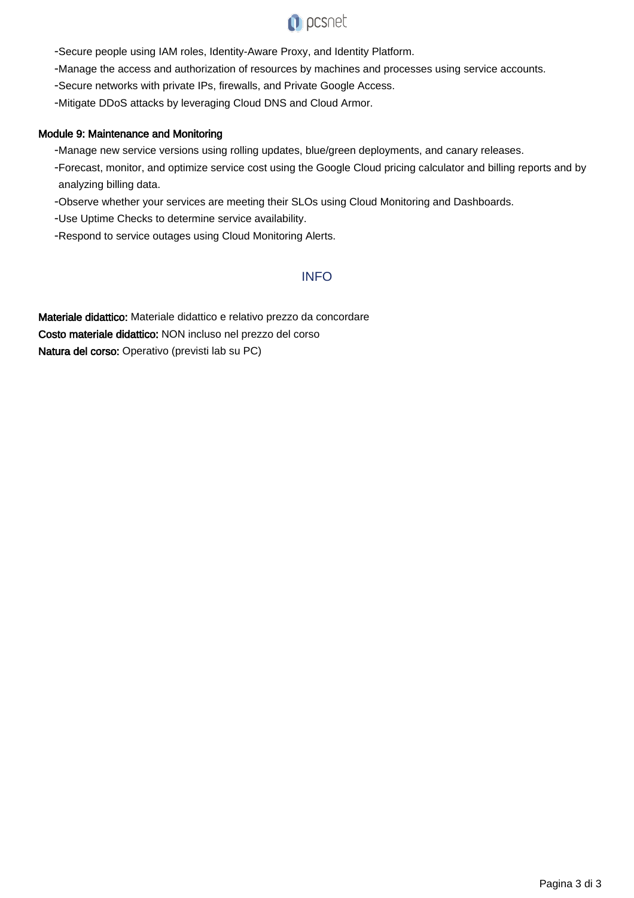-Secure people using IAM roles, Identity-Aware Proxy, and Identity Platform.

-Manage the access and authorization of resources by machines and processes using service accounts.

-Secure networks with private IPs, firewalls, and Private Google Access.

-Mitigate DDoS attacks by leveraging Cloud DNS and Cloud Armor.

**Module 9: Maintenance and Monitoring**

-Manage new service versions using rolling updates, blue/green deployments, and canary releases.

-Forecast, monitor, and optimize service cost using the Google Cloud pricing calculator and billing reports and by analyzing billing data.

-Observe whether your services are meeting their SLOs using Cloud Monitoring and Dashboards.

-Use Uptime Checks to determine service availability.

-Respond to service outages using Cloud Monitoring Alerts.

## INFO

**Materiale didattico:** Materiale didattico e relativo prezzo da concordare
**Costo materiale didattico:** NON incluso nel prezzo del corso
**Natura del corso:** Operativo (previsti lab su PC)